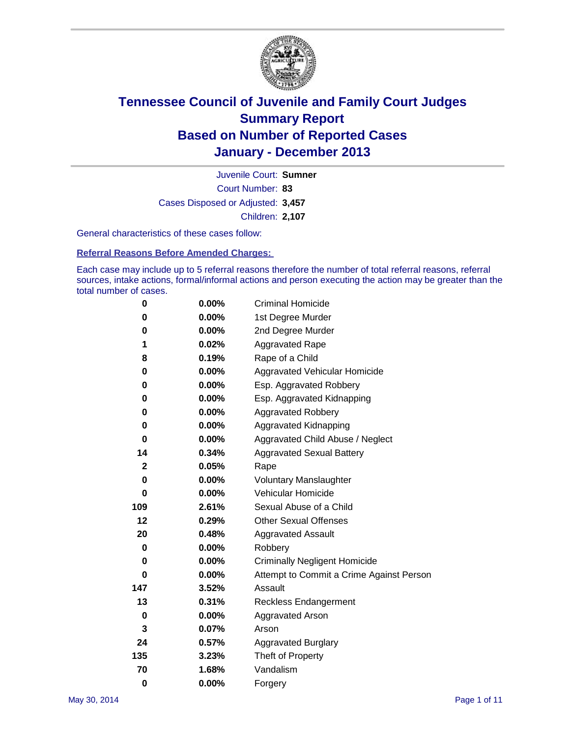# Tennessee Council of Juvenile and Family Court Judges
## Summary Report
## Based on Number of Reported Cases
## January - December 2013

Juvenile Court: **Sumner**

Court Number: **83**

Cases Disposed or Adjusted: **3,457**

Children: **2,107**

General characteristics of these cases follow:

### Referral Reasons Before Amended Charges:

Each case may include up to 5 referral reasons therefore the number of total referral reasons, referral sources, intake actions, formal/informal actions and person executing the action may be greater than the total number of cases.

| Count | Percent | Referral Reason |
|---|---|---|
| 0 | 0.00% | Criminal Homicide |
| 0 | 0.00% | 1st Degree Murder |
| 0 | 0.00% | 2nd Degree Murder |
| 1 | 0.02% | Aggravated Rape |
| 8 | 0.19% | Rape of a Child |
| 0 | 0.00% | Aggravated Vehicular Homicide |
| 0 | 0.00% | Esp. Aggravated Robbery |
| 0 | 0.00% | Esp. Aggravated Kidnapping |
| 0 | 0.00% | Aggravated Robbery |
| 0 | 0.00% | Aggravated Kidnapping |
| 0 | 0.00% | Aggravated Child Abuse / Neglect |
| 14 | 0.34% | Aggravated Sexual Battery |
| 2 | 0.05% | Rape |
| 0 | 0.00% | Voluntary Manslaughter |
| 0 | 0.00% | Vehicular Homicide |
| 109 | 2.61% | Sexual Abuse of a Child |
| 12 | 0.29% | Other Sexual Offenses |
| 20 | 0.48% | Aggravated Assault |
| 0 | 0.00% | Robbery |
| 0 | 0.00% | Criminally Negligent Homicide |
| 0 | 0.00% | Attempt to Commit a Crime Against Person |
| 147 | 3.52% | Assault |
| 13 | 0.31% | Reckless Endangerment |
| 0 | 0.00% | Aggravated Arson |
| 3 | 0.07% | Arson |
| 24 | 0.57% | Aggravated Burglary |
| 135 | 3.23% | Theft of Property |
| 70 | 1.68% | Vandalism |
| 0 | 0.00% | Forgery |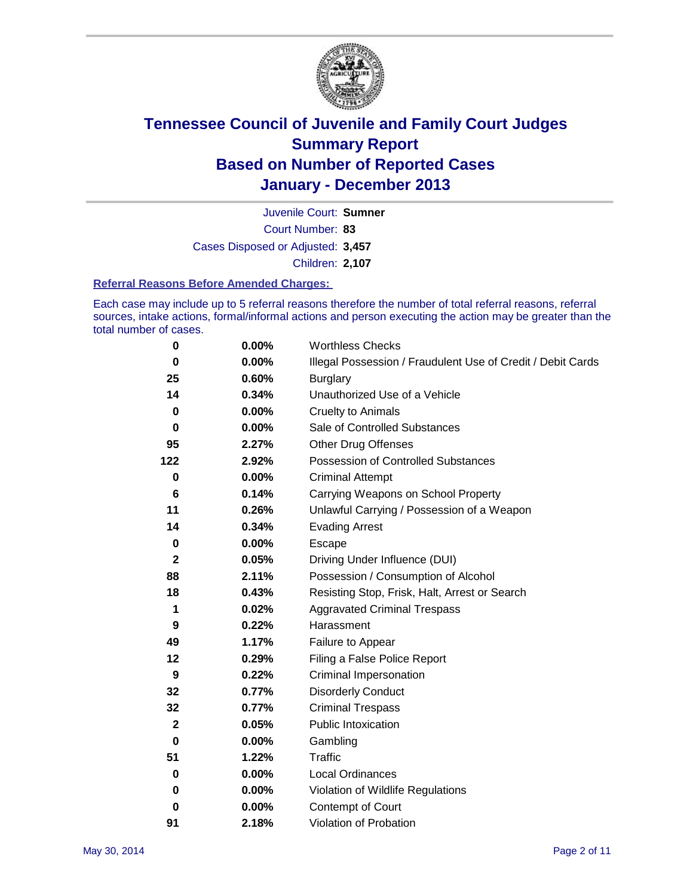# Tennessee Council of Juvenile and Family Court Judges
# Summary Report
# Based on Number of Reported Cases
# January - December 2013

Juvenile Court: **Sumner**

Court Number: **83**

Cases Disposed or Adjusted: **3,457**

Children: **2,107**

### Referral Reasons Before Amended Charges:

Each case may include up to 5 referral reasons therefore the number of total referral reasons, referral sources, intake actions, formal/informal actions and person executing the action may be greater than the total number of cases.

| Count | Percent | Referral Reason |
|---|---|---|
| 0 | 0.00% | Worthless Checks |
| 0 | 0.00% | Illegal Possession / Fraudulent Use of Credit / Debit Cards |
| 25 | 0.60% | Burglary |
| 14 | 0.34% | Unauthorized Use of a Vehicle |
| 0 | 0.00% | Cruelty to Animals |
| 0 | 0.00% | Sale of Controlled Substances |
| 95 | 2.27% | Other Drug Offenses |
| 122 | 2.92% | Possession of Controlled Substances |
| 0 | 0.00% | Criminal Attempt |
| 6 | 0.14% | Carrying Weapons on School Property |
| 11 | 0.26% | Unlawful Carrying / Possession of a Weapon |
| 14 | 0.34% | Evading Arrest |
| 0 | 0.00% | Escape |
| 2 | 0.05% | Driving Under Influence (DUI) |
| 88 | 2.11% | Possession / Consumption of Alcohol |
| 18 | 0.43% | Resisting Stop, Frisk, Halt, Arrest or Search |
| 1 | 0.02% | Aggravated Criminal Trespass |
| 9 | 0.22% | Harassment |
| 49 | 1.17% | Failure to Appear |
| 12 | 0.29% | Filing a False Police Report |
| 9 | 0.22% | Criminal Impersonation |
| 32 | 0.77% | Disorderly Conduct |
| 32 | 0.77% | Criminal Trespass |
| 2 | 0.05% | Public Intoxication |
| 0 | 0.00% | Gambling |
| 51 | 1.22% | Traffic |
| 0 | 0.00% | Local Ordinances |
| 0 | 0.00% | Violation of Wildlife Regulations |
| 0 | 0.00% | Contempt of Court |
| 91 | 2.18% | Violation of Probation |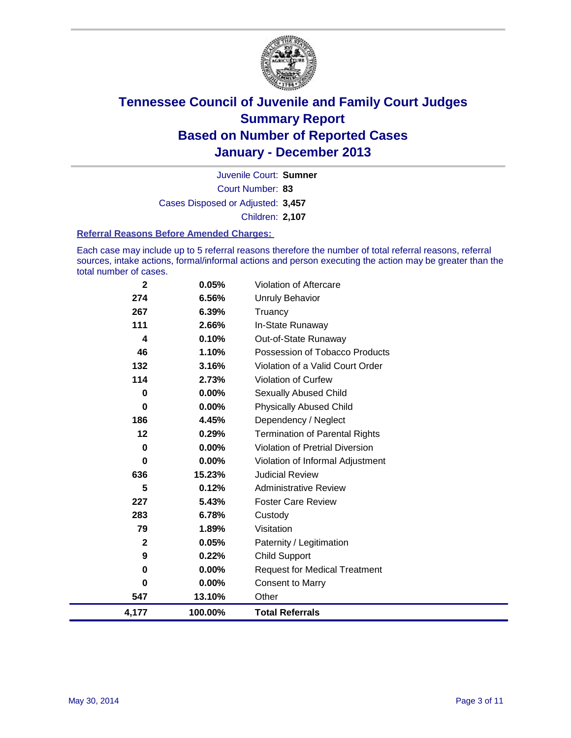# Tennessee Council of Juvenile and Family Court Judges
## Summary Report
## Based on Number of Reported Cases
## January - December 2013

Juvenile Court: **Sumner**
Court Number: **83**
Cases Disposed or Adjusted: **3,457**
Children: **2,107**

### Referral Reasons Before Amended Charges:

Each case may include up to 5 referral reasons therefore the number of total referral reasons, referral sources, intake actions, formal/informal actions and person executing the action may be greater than the total number of cases.

| Count | Percent | Referral Reason |
|---|---|---|
| 2 | 0.05% | Violation of Aftercare |
| 274 | 6.56% | Unruly Behavior |
| 267 | 6.39% | Truancy |
| 111 | 2.66% | In-State Runaway |
| 4 | 0.10% | Out-of-State Runaway |
| 46 | 1.10% | Possession of Tobacco Products |
| 132 | 3.16% | Violation of a Valid Court Order |
| 114 | 2.73% | Violation of Curfew |
| 0 | 0.00% | Sexually Abused Child |
| 0 | 0.00% | Physically Abused Child |
| 186 | 4.45% | Dependency / Neglect |
| 12 | 0.29% | Termination of Parental Rights |
| 0 | 0.00% | Violation of Pretrial Diversion |
| 0 | 0.00% | Violation of Informal Adjustment |
| 636 | 15.23% | Judicial Review |
| 5 | 0.12% | Administrative Review |
| 227 | 5.43% | Foster Care Review |
| 283 | 6.78% | Custody |
| 79 | 1.89% | Visitation |
| 2 | 0.05% | Paternity / Legitimation |
| 9 | 0.22% | Child Support |
| 0 | 0.00% | Request for Medical Treatment |
| 0 | 0.00% | Consent to Marry |
| 547 | 13.10% | Other |
| **4,177** | **100.00%** | **Total Referrals** |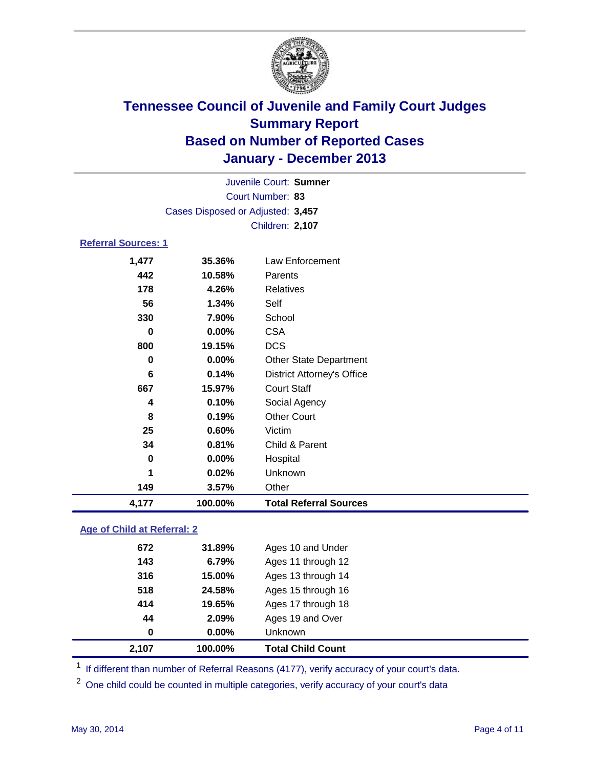# Tennessee Council of Juvenile and Family Court Judges
## Summary Report
## Based on Number of Reported Cases
## January - December 2013

Juvenile Court: **Sumner**
Court Number: **83**
Cases Disposed or Adjusted: **3,457**
Children: **2,107**

### Referral Sources: 1

| | | |
|---|---|---|
| 1,477 | 35.36% | Law Enforcement |
| 442 | 10.58% | Parents |
| 178 | 4.26% | Relatives |
| 56 | 1.34% | Self |
| 330 | 7.90% | School |
| 0 | 0.00% | CSA |
| 800 | 19.15% | DCS |
| 0 | 0.00% | Other State Department |
| 6 | 0.14% | District Attorney's Office |
| 667 | 15.97% | Court Staff |
| 4 | 0.10% | Social Agency |
| 8 | 0.19% | Other Court |
| 25 | 0.60% | Victim |
| 34 | 0.81% | Child & Parent |
| 0 | 0.00% | Hospital |
| 1 | 0.02% | Unknown |
| 149 | 3.57% | Other |
| **4,177** | **100.00%** | **Total Referral Sources** |

### Age of Child at Referral: 2

| | | |
|---|---|---|
| 672 | 31.89% | Ages 10 and Under |
| 143 | 6.79% | Ages 11 through 12 |
| 316 | 15.00% | Ages 13 through 14 |
| 518 | 24.58% | Ages 15 through 16 |
| 414 | 19.65% | Ages 17 through 18 |
| 44 | 2.09% | Ages 19 and Over |
| 0 | 0.00% | Unknown |
| **2,107** | **100.00%** | **Total Child Count** |

[1] If different than number of Referral Reasons (4177), verify accuracy of your court's data.

[2] One child could be counted in multiple categories, verify accuracy of your court's data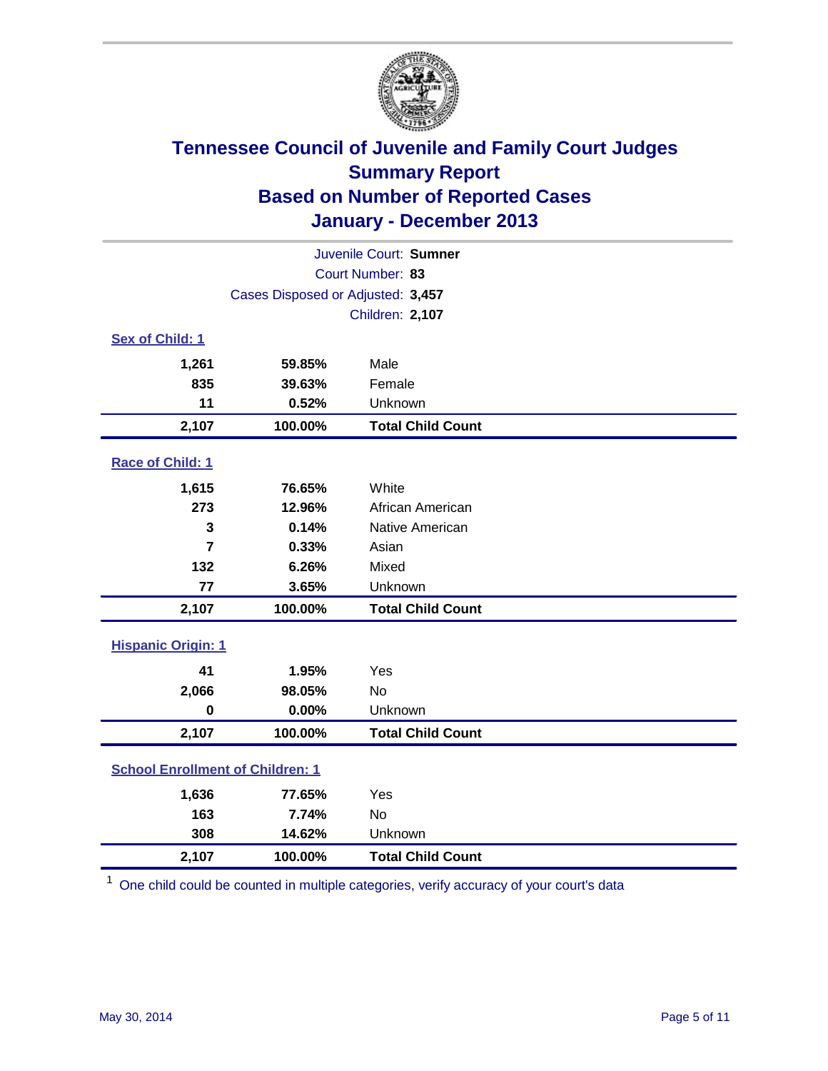# Tennessee Council of Juvenile and Family Court Judges
## Summary Report
## Based on Number of Reported Cases
## January - December 2013

Juvenile Court: **Sumner**
Court Number: **83**
Cases Disposed or Adjusted: **3,457**
Children: **2,107**

### Sex of Child: 1

| | | |
|---|---|---|
| 1,261 | 59.85% | Male |
| 835 | 39.63% | Female |
| 11 | 0.52% | Unknown |
| **2,107** | **100.00%** | **Total Child Count** |

### Race of Child: 1

| | | |
|---|---|---|
| 1,615 | 76.65% | White |
| 273 | 12.96% | African American |
| 3 | 0.14% | Native American |
| 7 | 0.33% | Asian |
| 132 | 6.26% | Mixed |
| 77 | 3.65% | Unknown |
| **2,107** | **100.00%** | **Total Child Count** |

### Hispanic Origin: 1

| | | |
|---|---|---|
| 41 | 1.95% | Yes |
| 2,066 | 98.05% | No |
| 0 | 0.00% | Unknown |
| **2,107** | **100.00%** | **Total Child Count** |

### School Enrollment of Children: 1

| | | |
|---|---|---|
| 1,636 | 77.65% | Yes |
| 163 | 7.74% | No |
| 308 | 14.62% | Unknown |
| **2,107** | **100.00%** | **Total Child Count** |

[1] One child could be counted in multiple categories, verify accuracy of your court's data

May 30, 2014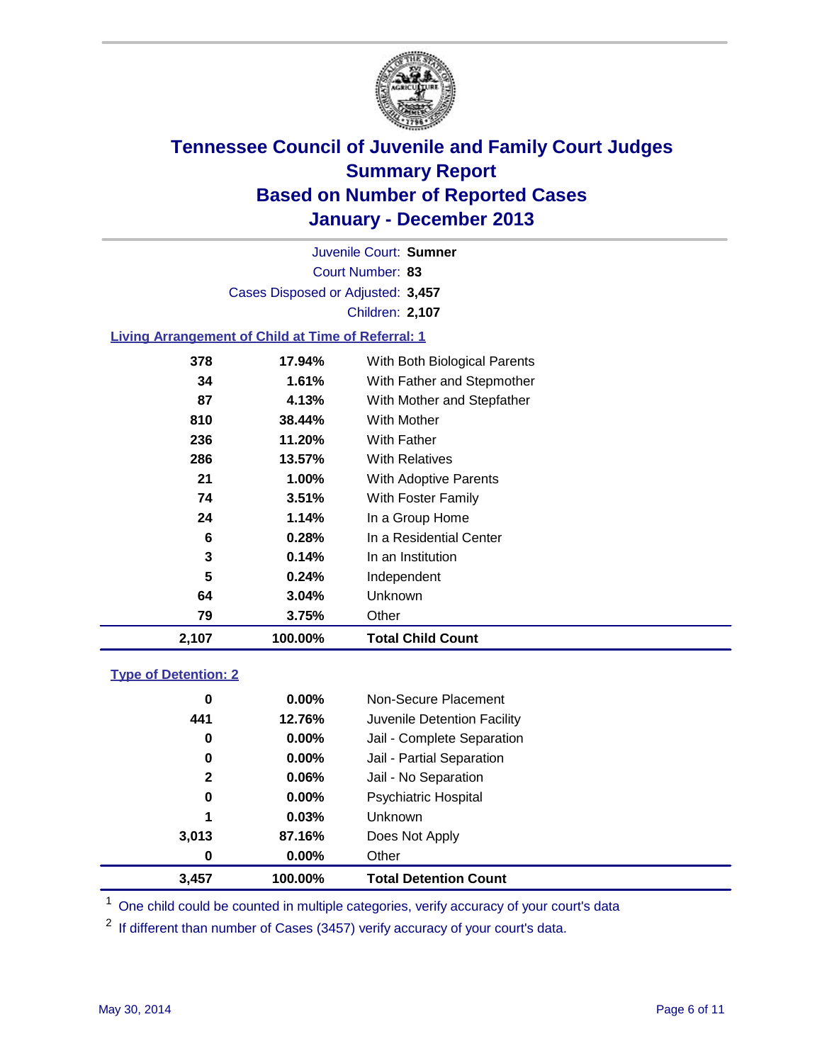# Tennessee Council of Juvenile and Family Court Judges
## Summary Report
## Based on Number of Reported Cases
## January - December 2013

Juvenile Court: **Sumner**
Court Number: **83**
Cases Disposed or Adjusted: **3,457**
Children: **2,107**

### Living Arrangement of Child at Time of Referral: 1

| Count | Percent | Category |
|---|---|---|
| 378 | 17.94% | With Both Biological Parents |
| 34 | 1.61% | With Father and Stepmother |
| 87 | 4.13% | With Mother and Stepfather |
| 810 | 38.44% | With Mother |
| 236 | 11.20% | With Father |
| 286 | 13.57% | With Relatives |
| 21 | 1.00% | With Adoptive Parents |
| 74 | 3.51% | With Foster Family |
| 24 | 1.14% | In a Group Home |
| 6 | 0.28% | In a Residential Center |
| 3 | 0.14% | In an Institution |
| 5 | 0.24% | Independent |
| 64 | 3.04% | Unknown |
| 79 | 3.75% | Other |
| **2,107** | **100.00%** | **Total Child Count** |

### Type of Detention: 2

| Count | Percent | Category |
|---|---|---|
| 0 | 0.00% | Non-Secure Placement |
| 441 | 12.76% | Juvenile Detention Facility |
| 0 | 0.00% | Jail - Complete Separation |
| 0 | 0.00% | Jail - Partial Separation |
| 2 | 0.06% | Jail - No Separation |
| 0 | 0.00% | Psychiatric Hospital |
| 1 | 0.03% | Unknown |
| 3,013 | 87.16% | Does Not Apply |
| 0 | 0.00% | Other |
| **3,457** | **100.00%** | **Total Detention Count** |

[1] One child could be counted in multiple categories, verify accuracy of your court's data

[2] If different than number of Cases (3457) verify accuracy of your court's data.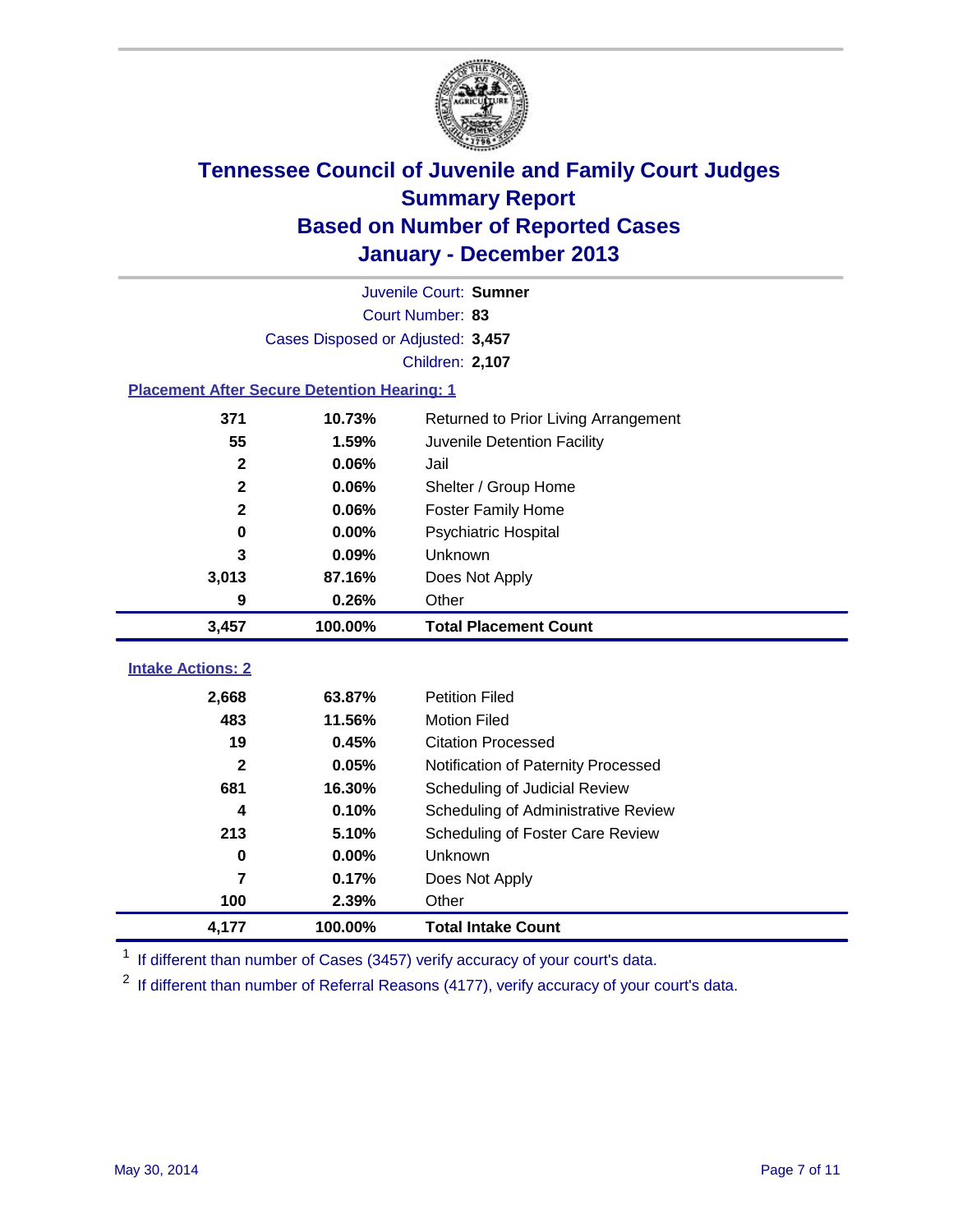# Tennessee Council of Juvenile and Family Court Judges
## Summary Report
## Based on Number of Reported Cases
## January - December 2013

Juvenile Court: **Sumner**
Court Number: **83**
Cases Disposed or Adjusted: **3,457**
Children: **2,107**

### Placement After Secure Detention Hearing: 1

| Count | Percent | Placement |
|---|---|---|
| 371 | 10.73% | Returned to Prior Living Arrangement |
| 55 | 1.59% | Juvenile Detention Facility |
| 2 | 0.06% | Jail |
| 2 | 0.06% | Shelter / Group Home |
| 2 | 0.06% | Foster Family Home |
| 0 | 0.00% | Psychiatric Hospital |
| 3 | 0.09% | Unknown |
| 3,013 | 87.16% | Does Not Apply |
| 9 | 0.26% | Other |
| **3,457** | **100.00%** | **Total Placement Count** |

### Intake Actions: 2

| Count | Percent | Intake Action |
|---|---|---|
| 2,668 | 63.87% | Petition Filed |
| 483 | 11.56% | Motion Filed |
| 19 | 0.45% | Citation Processed |
| 2 | 0.05% | Notification of Paternity Processed |
| 681 | 16.30% | Scheduling of Judicial Review |
| 4 | 0.10% | Scheduling of Administrative Review |
| 213 | 5.10% | Scheduling of Foster Care Review |
| 0 | 0.00% | Unknown |
| 7 | 0.17% | Does Not Apply |
| 100 | 2.39% | Other |
| **4,177** | **100.00%** | **Total Intake Count** |

[1] If different than number of Cases (3457) verify accuracy of your court's data.

[2] If different than number of Referral Reasons (4177), verify accuracy of your court's data.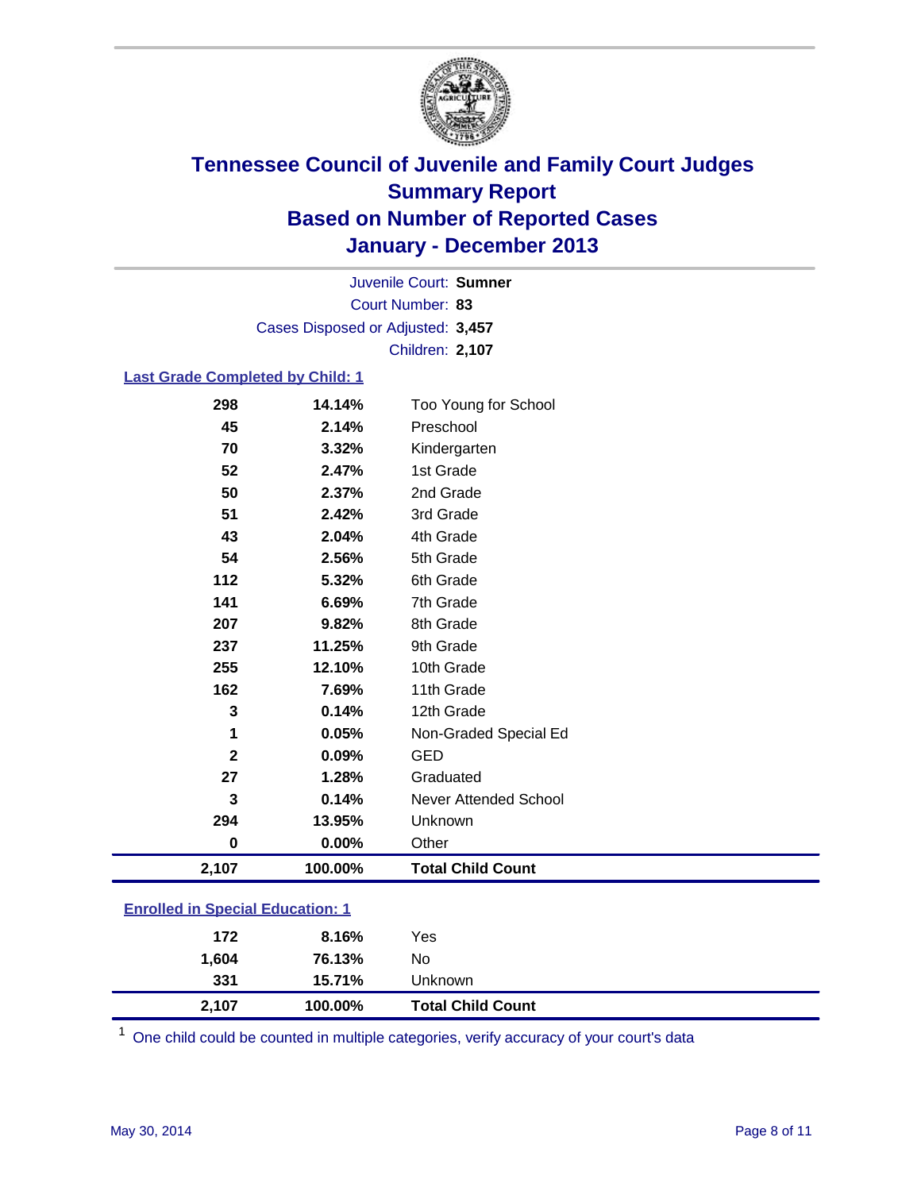# Tennessee Council of Juvenile and Family Court Judges
## Summary Report
## Based on Number of Reported Cases
## January - December 2013

Juvenile Court: **Sumner**
Court Number: **83**
Cases Disposed or Adjusted: **3,457**
Children: **2,107**

### Last Grade Completed by Child: 1

| | | |
|---|---|---|
| 298 | 14.14% | Too Young for School |
| 45 | 2.14% | Preschool |
| 70 | 3.32% | Kindergarten |
| 52 | 2.47% | 1st Grade |
| 50 | 2.37% | 2nd Grade |
| 51 | 2.42% | 3rd Grade |
| 43 | 2.04% | 4th Grade |
| 54 | 2.56% | 5th Grade |
| 112 | 5.32% | 6th Grade |
| 141 | 6.69% | 7th Grade |
| 207 | 9.82% | 8th Grade |
| 237 | 11.25% | 9th Grade |
| 255 | 12.10% | 10th Grade |
| 162 | 7.69% | 11th Grade |
| 3 | 0.14% | 12th Grade |
| 1 | 0.05% | Non-Graded Special Ed |
| 2 | 0.09% | GED |
| 27 | 1.28% | Graduated |
| 3 | 0.14% | Never Attended School |
| 294 | 13.95% | Unknown |
| 0 | 0.00% | Other |
| **2,107** | **100.00%** | **Total Child Count** |

### Enrolled in Special Education: 1

| | | |
|---|---|---|
| 172 | 8.16% | Yes |
| 1,604 | 76.13% | No |
| 331 | 15.71% | Unknown |
| **2,107** | **100.00%** | **Total Child Count** |

[1] One child could be counted in multiple categories, verify accuracy of your court's data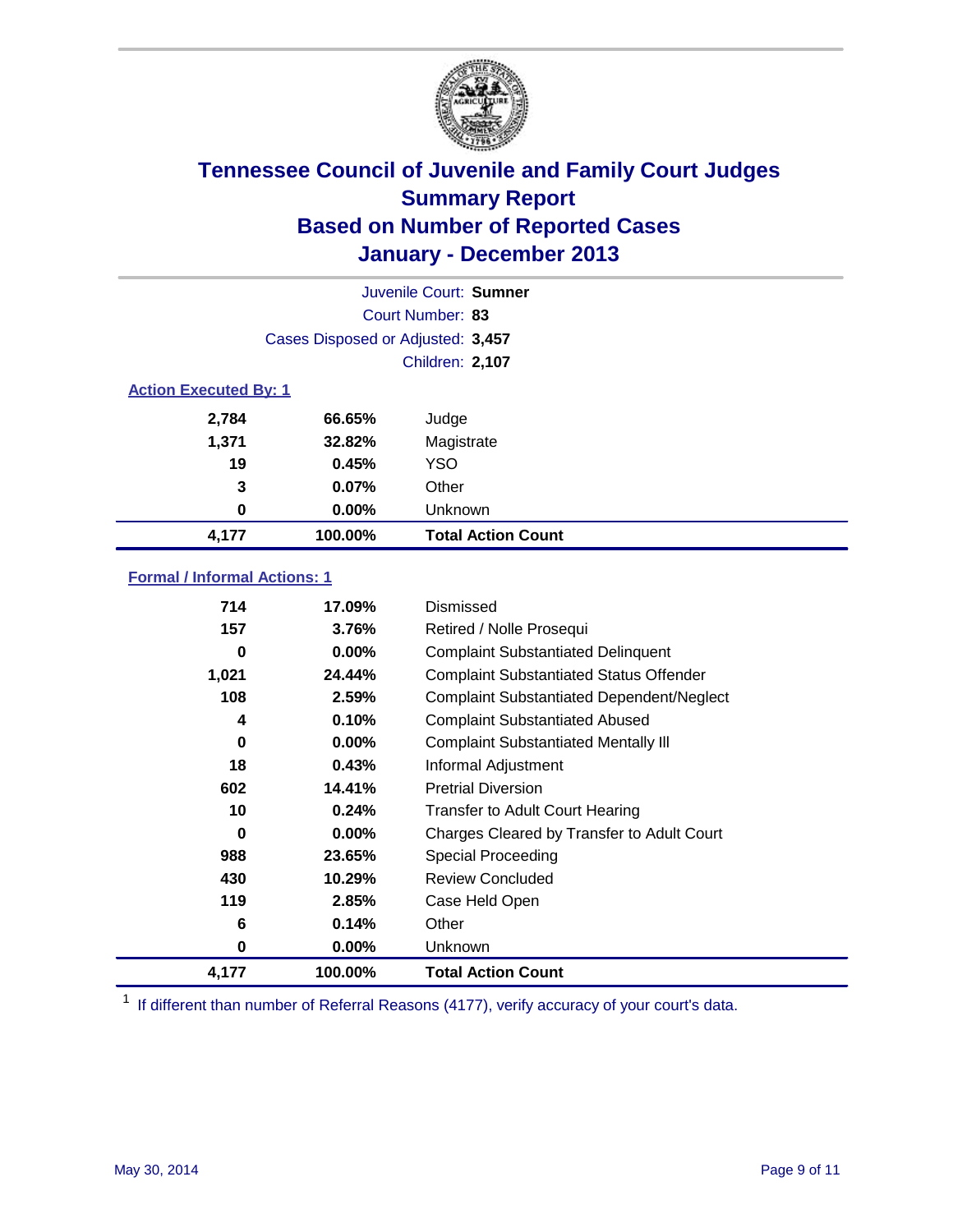# Tennessee Council of Juvenile and Family Court Judges
## Summary Report
## Based on Number of Reported Cases
## January - December 2013

Juvenile Court: **Sumner**
Court Number: **83**
Cases Disposed or Adjusted: **3,457**
Children: **2,107**

### Action Executed By: 1

| Count | Percent | Action |
|---|---|---|
| 2,784 | 66.65% | Judge |
| 1,371 | 32.82% | Magistrate |
| 19 | 0.45% | YSO |
| 3 | 0.07% | Other |
| 0 | 0.00% | Unknown |
| **4,177** | **100.00%** | **Total Action Count** |

### Formal / Informal Actions: 1

| Count | Percent | Action |
|---|---|---|
| 714 | 17.09% | Dismissed |
| 157 | 3.76% | Retired / Nolle Prosequi |
| 0 | 0.00% | Complaint Substantiated Delinquent |
| 1,021 | 24.44% | Complaint Substantiated Status Offender |
| 108 | 2.59% | Complaint Substantiated Dependent/Neglect |
| 4 | 0.10% | Complaint Substantiated Abused |
| 0 | 0.00% | Complaint Substantiated Mentally Ill |
| 18 | 0.43% | Informal Adjustment |
| 602 | 14.41% | Pretrial Diversion |
| 10 | 0.24% | Transfer to Adult Court Hearing |
| 0 | 0.00% | Charges Cleared by Transfer to Adult Court |
| 988 | 23.65% | Special Proceeding |
| 430 | 10.29% | Review Concluded |
| 119 | 2.85% | Case Held Open |
| 6 | 0.14% | Other |
| 0 | 0.00% | Unknown |
| **4,177** | **100.00%** | **Total Action Count** |

[1] If different than number of Referral Reasons (4177), verify accuracy of your court's data.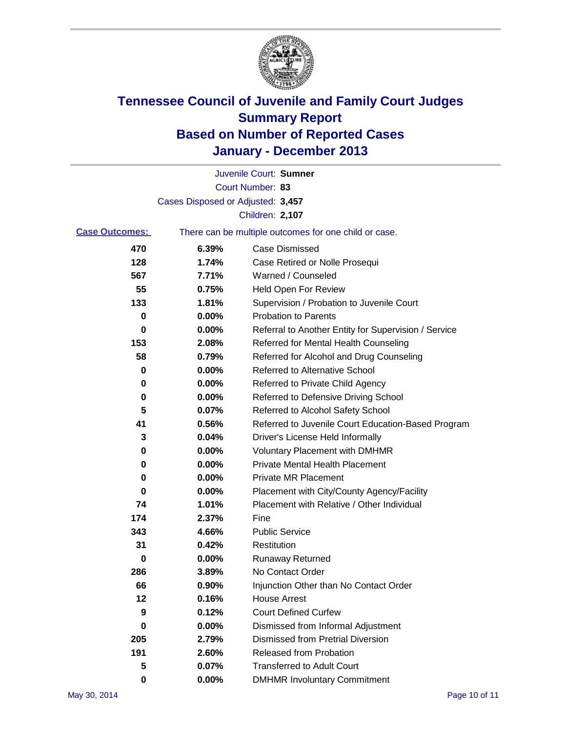# Tennessee Council of Juvenile and Family Court Judges
## Summary Report
## Based on Number of Reported Cases
## January - December 2013

Juvenile Court: **Sumner**
Court Number: **83**
Cases Disposed or Adjusted: **3,457**
Children: **2,107**

**Case Outcomes:** There can be multiple outcomes for one child or case.

| | | |
|---|---|---|
| 470 | 6.39% | Case Dismissed |
| 128 | 1.74% | Case Retired or Nolle Prosequi |
| 567 | 7.71% | Warned / Counseled |
| 55 | 0.75% | Held Open For Review |
| 133 | 1.81% | Supervision / Probation to Juvenile Court |
| 0 | 0.00% | Probation to Parents |
| 0 | 0.00% | Referral to Another Entity for Supervision / Service |
| 153 | 2.08% | Referred for Mental Health Counseling |
| 58 | 0.79% | Referred for Alcohol and Drug Counseling |
| 0 | 0.00% | Referred to Alternative School |
| 0 | 0.00% | Referred to Private Child Agency |
| 0 | 0.00% | Referred to Defensive Driving School |
| 5 | 0.07% | Referred to Alcohol Safety School |
| 41 | 0.56% | Referred to Juvenile Court Education-Based Program |
| 3 | 0.04% | Driver's License Held Informally |
| 0 | 0.00% | Voluntary Placement with DMHMR |
| 0 | 0.00% | Private Mental Health Placement |
| 0 | 0.00% | Private MR Placement |
| 0 | 0.00% | Placement with City/County Agency/Facility |
| 74 | 1.01% | Placement with Relative / Other Individual |
| 174 | 2.37% | Fine |
| 343 | 4.66% | Public Service |
| 31 | 0.42% | Restitution |
| 0 | 0.00% | Runaway Returned |
| 286 | 3.89% | No Contact Order |
| 66 | 0.90% | Injunction Other than No Contact Order |
| 12 | 0.16% | House Arrest |
| 9 | 0.12% | Court Defined Curfew |
| 0 | 0.00% | Dismissed from Informal Adjustment |
| 205 | 2.79% | Dismissed from Pretrial Diversion |
| 191 | 2.60% | Released from Probation |
| 5 | 0.07% | Transferred to Adult Court |
| 0 | 0.00% | DMHMR Involuntary Commitment |

May 30, 2014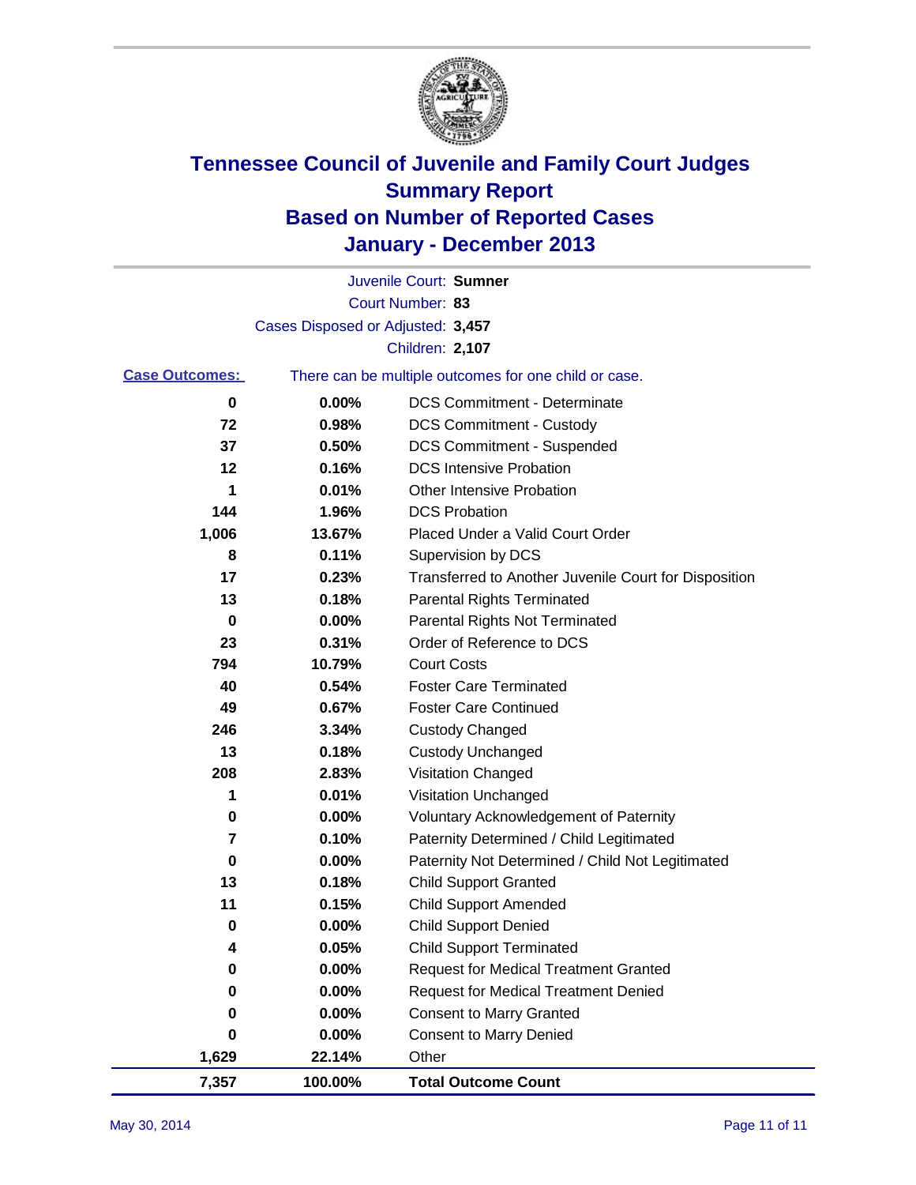# Tennessee Council of Juvenile and Family Court Judges
# Summary Report
# Based on Number of Reported Cases
# January - December 2013

Juvenile Court: **Sumner**
Court Number: **83**
Cases Disposed or Adjusted: **3,457**
Children: **2,107**

**Case Outcomes:** There can be multiple outcomes for one child or case.

| | | |
|---|---|---|
| 0 | 0.00% | DCS Commitment - Determinate |
| 72 | 0.98% | DCS Commitment - Custody |
| 37 | 0.50% | DCS Commitment - Suspended |
| 12 | 0.16% | DCS Intensive Probation |
| 1 | 0.01% | Other Intensive Probation |
| 144 | 1.96% | DCS Probation |
| 1,006 | 13.67% | Placed Under a Valid Court Order |
| 8 | 0.11% | Supervision by DCS |
| 17 | 0.23% | Transferred to Another Juvenile Court for Disposition |
| 13 | 0.18% | Parental Rights Terminated |
| 0 | 0.00% | Parental Rights Not Terminated |
| 23 | 0.31% | Order of Reference to DCS |
| 794 | 10.79% | Court Costs |
| 40 | 0.54% | Foster Care Terminated |
| 49 | 0.67% | Foster Care Continued |
| 246 | 3.34% | Custody Changed |
| 13 | 0.18% | Custody Unchanged |
| 208 | 2.83% | Visitation Changed |
| 1 | 0.01% | Visitation Unchanged |
| 0 | 0.00% | Voluntary Acknowledgement of Paternity |
| 7 | 0.10% | Paternity Determined / Child Legitimated |
| 0 | 0.00% | Paternity Not Determined / Child Not Legitimated |
| 13 | 0.18% | Child Support Granted |
| 11 | 0.15% | Child Support Amended |
| 0 | 0.00% | Child Support Denied |
| 4 | 0.05% | Child Support Terminated |
| 0 | 0.00% | Request for Medical Treatment Granted |
| 0 | 0.00% | Request for Medical Treatment Denied |
| 0 | 0.00% | Consent to Marry Granted |
| 0 | 0.00% | Consent to Marry Denied |
| 1,629 | 22.14% | Other |
| **7,357** | **100.00%** | **Total Outcome Count** |

May 30, 2014